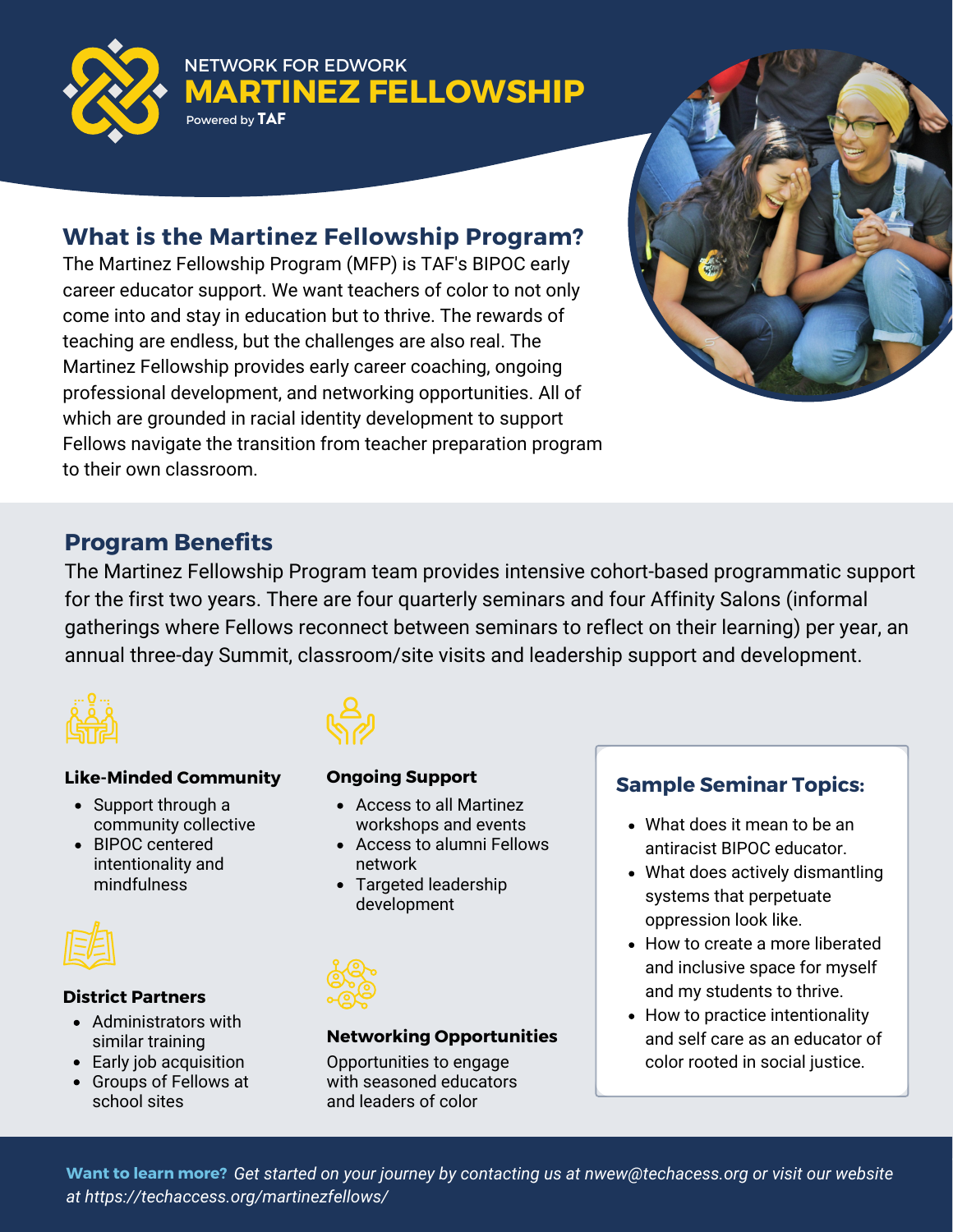NETWORK FOR EDWORK

# MARTINEZ FELLOWSHIP

Powered by TAF

## What is the Martinez Fellowship Program?

The Martinez Fellowship Program (MFP) is TAF's BIPOC early career educator support. We want teachers of color to not only come into and stay in education but to thrive. The rewards of teaching are endless, but the challenges are also real. The Martinez Fellowship provides early career coaching, ongoing professional development, and networking opportunities. All of which are grounded in racial identity development to support Fellows navigate the transition from teacher preparation program to their own classroom.

## Program Benefits

The Martinez Fellowship Program team provides intensive cohort-based programmatic support for the first two years. There are four quarterly seminars and four Affinity Salons (informal gatherings where Fellows reconnect between seminars to reflect on their learning) per year, an annual three-day Summit, classroom/site visits and leadership support and development.

### Like-Minded Community

- Support through a community collective
- BIPOC centered intentionality and mindfulness

### District Partners

- Administrators with similar training
- Early job acquisition
- Groups of Fellows at school sites

### Ongoing Support

- Access to all Martinez workshops and events
- Access to alumni Fellows network
- Targeted leadership development

### Networking Opportunities

Opportunities to engage with seasoned educators and leaders of color

### Sample Seminar Topics:

- What does it mean to be an antiracist BIPOC educator.
- What does actively dismantling systems that perpetuate oppression look like.
- How to create a more liberated and inclusive space for myself and my students to thrive.
- How to practice intentionality and self care as an educator of color rooted in social justice.

**Want to learn more?** *Get started on your journey by contacting us at nwew@techacess.org or visit our website at https://techaccess.org/martinezfellows/*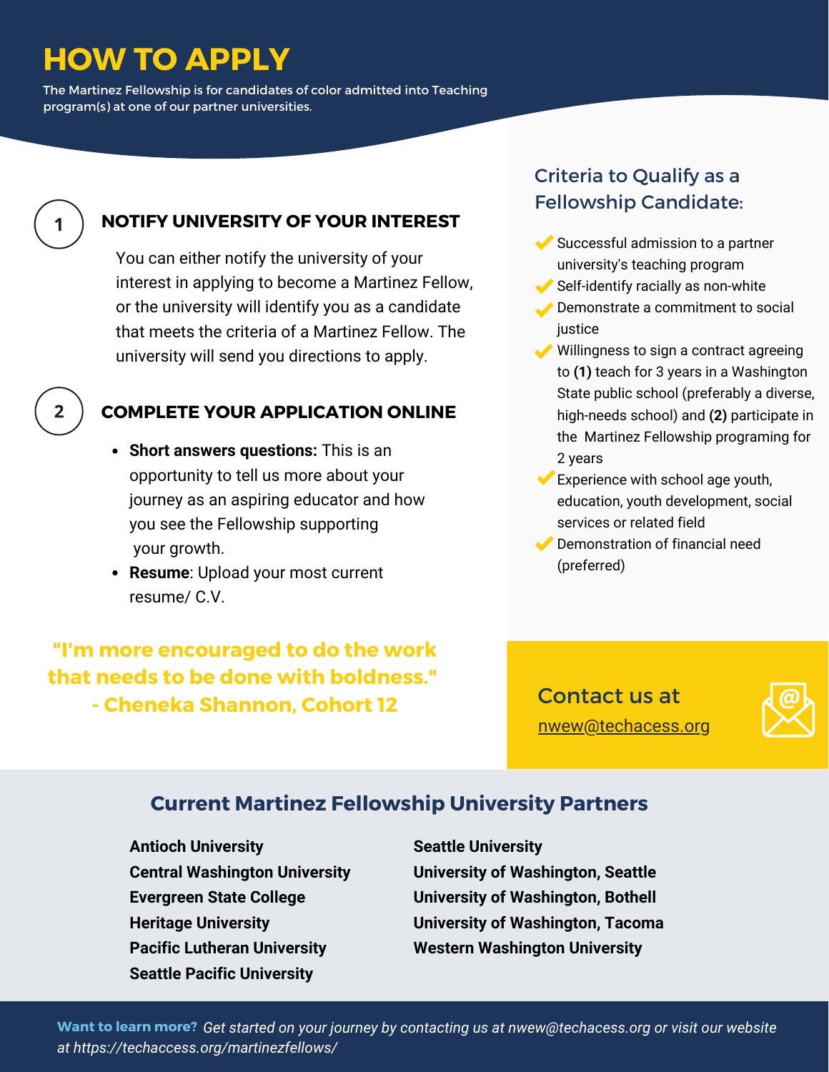# HOW TO APPLY

The Martinez Fellowship is for candidates of color admitted into Teaching program(s) at one of our partner universities.

## 1 NOTIFY UNIVERSITY OF YOUR INTEREST

You can either notify the university of your interest in applying to become a Martinez Fellow, or the university will identify you as a candidate that meets the criteria of a Martinez Fellow. The university will send you directions to apply.

## 2 COMPLETE YOUR APPLICATION ONLINE

- **Short answers questions:** This is an opportunity to tell us more about your journey as an aspiring educator and how you see the Fellowship supporting your growth.
- **Resume**: Upload your most current resume/ C.V.

**"I'm more encouraged to do the work that needs to be done with boldness."**
**- Cheneka Shannon, Cohort 12**

### Criteria to Qualify as a Fellowship Candidate:

- Successful admission to a partner university's teaching program
- Self-identify racially as non-white
- Demonstrate a commitment to social justice
- Willingness to sign a contract agreeing to **(1)** teach for 3 years in a Washington State public school (preferably a diverse, high-needs school) and **(2)** participate in the Martinez Fellowship programing for 2 years
- Experience with school age youth, education, youth development, social services or related field
- Demonstration of financial need (preferred)

Contact us at
nwew@techacess.org

## Current Martinez Fellowship University Partners

**Antioch University**
**Central Washington University**
**Evergreen State College**
**Heritage University**
**Pacific Lutheran University**
**Seattle Pacific University**
**Seattle University**
**University of Washington, Seattle**
**University of Washington, Bothell**
**University of Washington, Tacoma**
**Western Washington University**

**Want to learn more?** *Get started on your journey by contacting us at nwew@techacess.org or visit our website at https://techaccess.org/martinezfellows/*